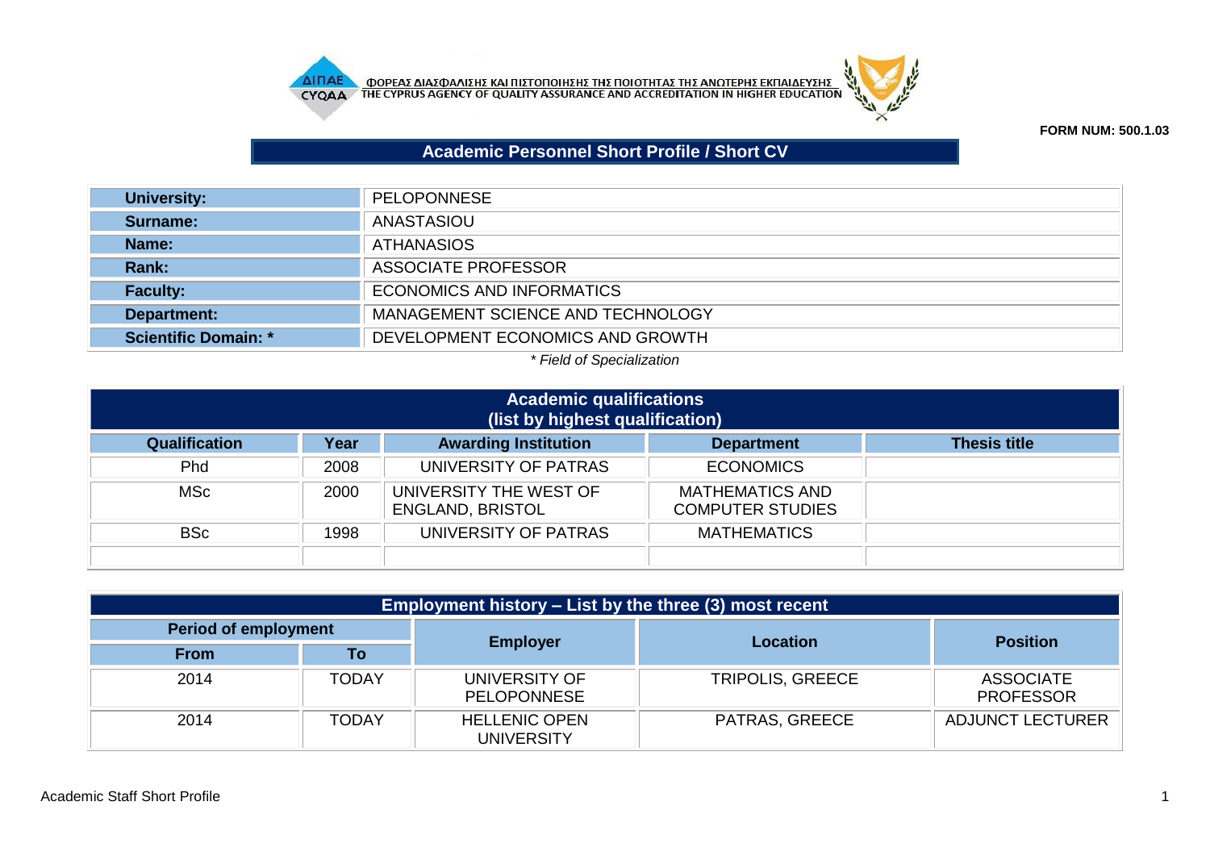ΦΟΡΕΑΣ ΔΙΑΣΦΑΛΙΣΗΣ ΚΑΙ ΠΙΣΤΟΠΟΙΗΣΗΣ ΤΗΣ ΠΟΙΟΤΗΤΑΣ ΤΗΣ ΑΝΩΤΕΡΗΣ ΕΚΠΑΙΔΕΥΣΗΣ
THE CYPRUS AGENCY OF QUALITY ASSURANCE AND ACCREDITATION IN HIGHER EDUCATION

**FORM NUM: 500.1.03**

# Academic Personnel Short Profile / Short CV

| | |
|---|---|
| **University:** | PELOPONNESE |
| **Surname:** | ANASTASIOU |
| **Name:** | ATHANASIOS |
| **Rank:** | ASSOCIATE PROFESSOR |
| **Faculty:** | ECONOMICS AND INFORMATICS |
| **Department:** | MANAGEMENT SCIENCE AND TECHNOLOGY |
| **Scientific Domain: *** | DEVELOPMENT ECONOMICS AND GROWTH |

*\* Field of Specialization*

## Academic qualifications (list by highest qualification)

| Qualification | Year | Awarding Institution | Department | Thesis title |
|---|---|---|---|---|
| Phd | 2008 | UNIVERSITY OF PATRAS | ECONOMICS | |
| MSc | 2000 | UNIVERSITY THE WEST OF ENGLAND, BRISTOL | MATHEMATICS AND COMPUTER STUDIES | |
| BSc | 1998 | UNIVERSITY OF PATRAS | MATHEMATICS | |
| | | | | |

## Employment history – List by the three (3) most recent

| Period of employment | | Employer | Location | Position |
|---|---|---|---|---|
| From | To | | | |
| 2014 | TODAY | UNIVERSITY OF PELOPONNESE | TRIPOLIS, GREECE | ASSOCIATE PROFESSOR |
| 2014 | TODAY | HELLENIC OPEN UNIVERSITY | PATRAS, GREECE | ADJUNCT LECTURER |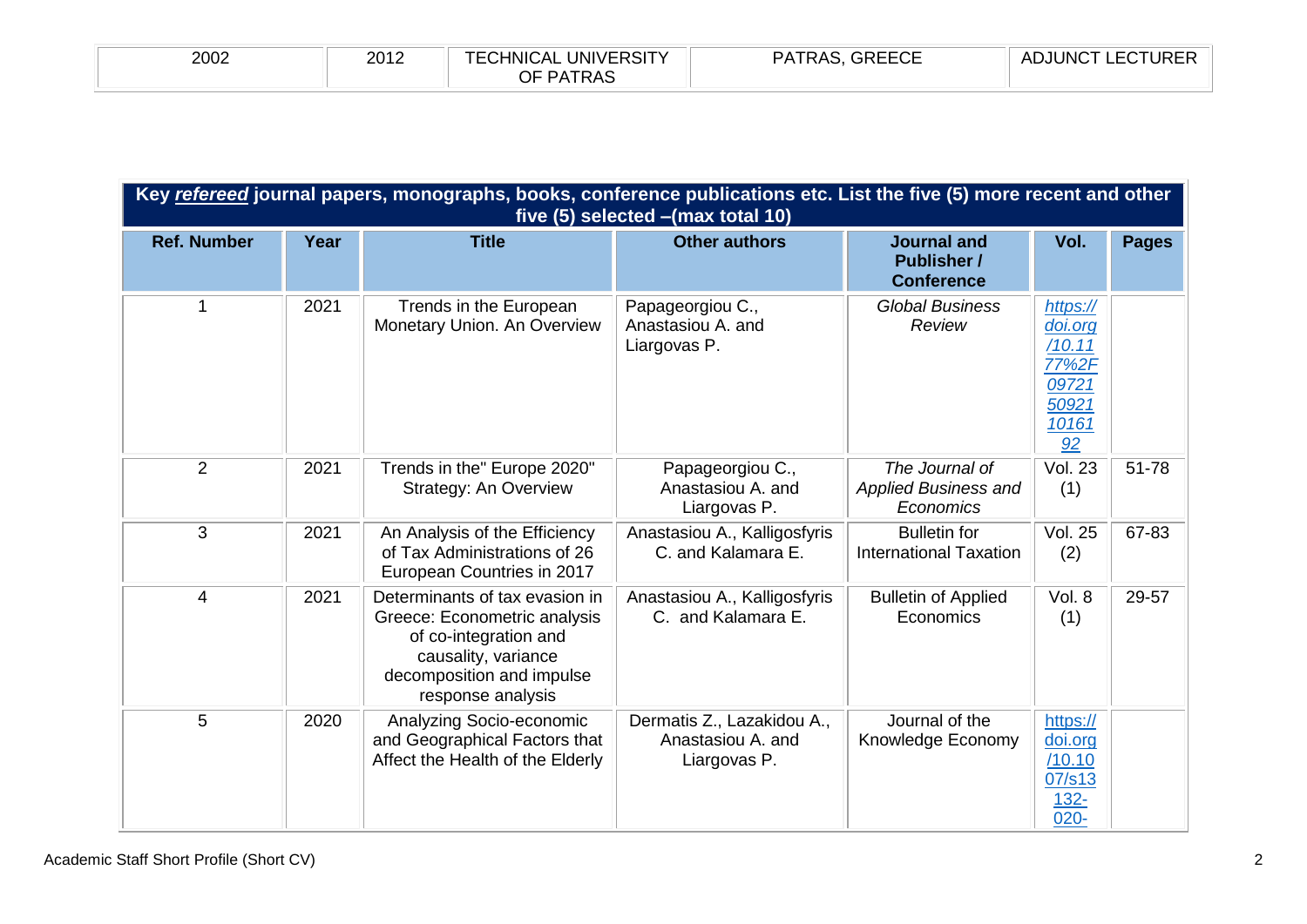| | | | | |
|---|---|---|---|---|
| 2002 | 2012 | TECHNICAL UNIVERSITY OF PATRAS | PATRAS, GREECE | ADJUNCT LECTURER |

| **Key *refereed* journal papers, monographs, books, conference publications etc. List the five (5) more recent and other five (5) selected –(max total 10)** | | | | | | |
|---|---|---|---|---|---|---|
| **Ref. Number** | **Year** | **Title** | **Other authors** | **Journal and Publisher / Conference** | **Vol.** | **Pages** |
| 1 | 2021 | Trends in the European Monetary Union. An Overview | Papageorgiou C., Anastasiou A. and Liargovas P. | *Global Business Review* | *https://doi.org/10.1177%2F0972150921101692* | |
| 2 | 2021 | Trends in the" Europe 2020" Strategy: An Overview | Papageorgiou C., Anastasiou A. and Liargovas P. | *The Journal of Applied Business and Economics* | Vol. 23 (1) | 51-78 |
| 3 | 2021 | An Analysis of the Efficiency of Tax Administrations of 26 European Countries in 2017 | Anastasiou A., Kalligosfyris C. and Kalamara E. | Bulletin for International Taxation | Vol. 25 (2) | 67-83 |
| 4 | 2021 | Determinants of tax evasion in Greece: Econometric analysis of co-integration and causality, variance decomposition and impulse response analysis | Anastasiou A., Kalligosfyris C. and Kalamara E. | Bulletin of Applied Economics | Vol. 8 (1) | 29-57 |
| 5 | 2020 | Analyzing Socio-economic and Geographical Factors that Affect the Health of the Elderly | Dermatis Z., Lazakidou A., Anastasiou A. and Liargovas P. | Journal of the Knowledge Economy | https://doi.org/10.1007/s13132-020- | |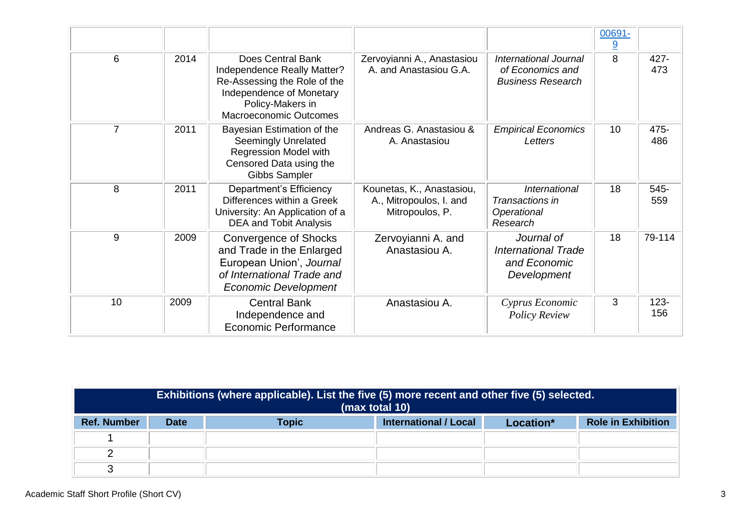| | | | | | | |
|---|---|---|---|---|---|---|
| | | | | | 00691-9 | |
| 6 | 2014 | Does Central Bank Independence Really Matter? Re-Assessing the Role of the Independence of Monetary Policy-Makers in Macroeconomic Outcomes | Zervoyianni A., Anastasiou A. and Anastasiou G.A. | *International Journal of Economics and Business Research* | 8 | 427-473 |
| 7 | 2011 | Bayesian Estimation of the Seemingly Unrelated Regression Model with Censored Data using the Gibbs Sampler | Andreas G. Anastasiou & A. Anastasiou | *Empirical Economics Letters* | 10 | 475-486 |
| 8 | 2011 | Department's Efficiency Differences within a Greek University: An Application of a DEA and Tobit Analysis | Kounetas, K., Anastasiou, A., Mitropoulos, I. and Mitropoulos, P. | *International Transactions in Operational Research* | 18 | 545-559 |
| 9 | 2009 | Convergence of Shocks and Trade in the Enlarged European Union', *Journal of International Trade and Economic Development* | Zervoyianni A. and Anastasiou A. | *Journal of International Trade and Economic Development* | 18 | 79-114 |
| 10 | 2009 | Central Bank Independence and Economic Performance | Anastasiou A. | *Cyprus Economic Policy Review* | 3 | 123-156 |

| Exhibitions (where applicable). List the five (5) more recent and other five (5) selected. (max total 10) | | | | | |
|---|---|---|---|---|---|
| **Ref. Number** | **Date** | **Topic** | **International / Local** | **Location*** | **Role in Exhibition** |
| 1 | | | | | |
| 2 | | | | | |
| 3 | | | | | |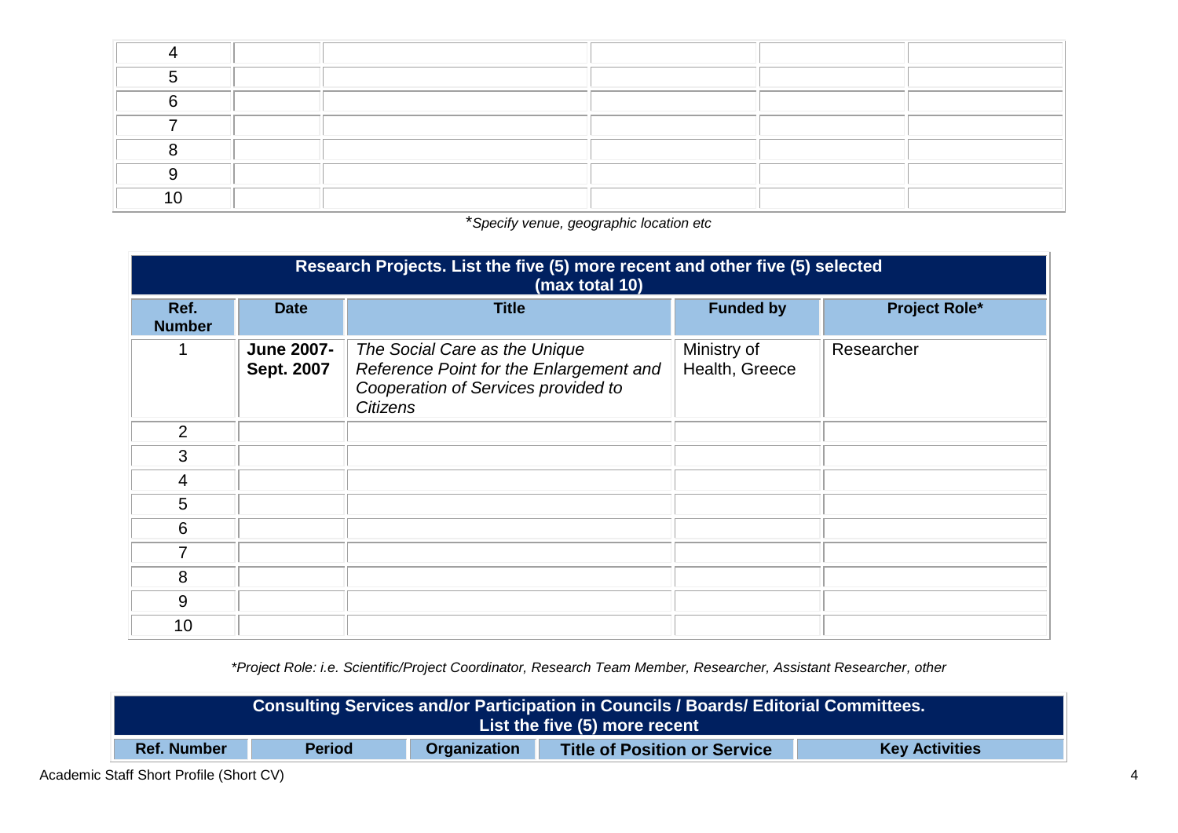| | | | | | |
|---|---|---|---|---|---|
| 4 | | | | | |
| 5 | | | | | |
| 6 | | | | | |
| 7 | | | | | |
| 8 | | | | | |
| 9 | | | | | |
| 10 | | | | | |

*\*Specify venue, geographic location etc*

| Research Projects. List the five (5) more recent and other five (5) selected (max total 10) | | | | |
|---|---|---|---|---|
| **Ref. Number** | **Date** | **Title** | **Funded by** | **Project Role\*** |
| 1 | **June 2007- Sept. 2007** | *The Social Care as the Unique Reference Point for the Enlargement and Cooperation of Services provided to Citizens* | Ministry of Health, Greece | Researcher |
| 2 | | | | |
| 3 | | | | |
| 4 | | | | |
| 5 | | | | |
| 6 | | | | |
| 7 | | | | |
| 8 | | | | |
| 9 | | | | |
| 10 | | | | |

*\*Project Role: i.e. Scientific/Project Coordinator, Research Team Member, Researcher, Assistant Researcher, other*

| Consulting Services and/or Participation in Councils / Boards/ Editorial Committees. List the five (5) more recent | | | | |
|---|---|---|---|---|
| **Ref. Number** | **Period** | **Organization** | **Title of Position or Service** | **Key Activities** |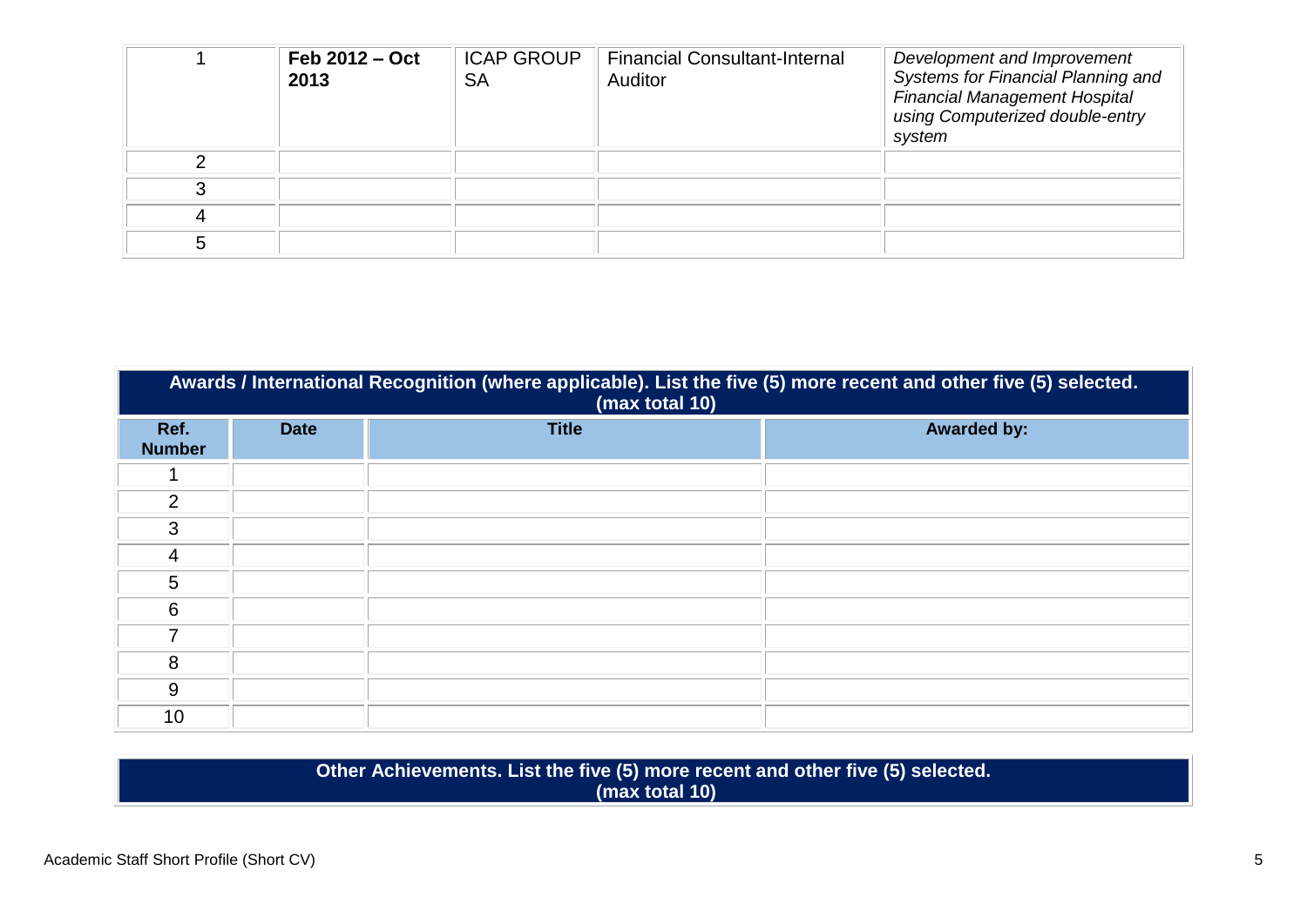| | | | | |
|---|---|---|---|---|
| 1 | **Feb 2012 – Oct 2013** | ICAP GROUP SA | Financial Consultant-Internal Auditor | *Development and Improvement Systems for Financial Planning and Financial Management Hospital using Computerized double-entry system* |
| 2 | | | | |
| 3 | | | | |
| 4 | | | | |
| 5 | | | | |

| **Awards / International Recognition (where applicable). List the five (5) more recent and other five (5) selected. (max total 10)** | | | |
|---|---|---|---|
| **Ref. Number** | **Date** | **Title** | **Awarded by:** |
| 1 | | | |
| 2 | | | |
| 3 | | | |
| 4 | | | |
| 5 | | | |
| 6 | | | |
| 7 | | | |
| 8 | | | |
| 9 | | | |
| 10 | | | |

| **Other Achievements. List the five (5) more recent and other five (5) selected. (max total 10)** |
|---|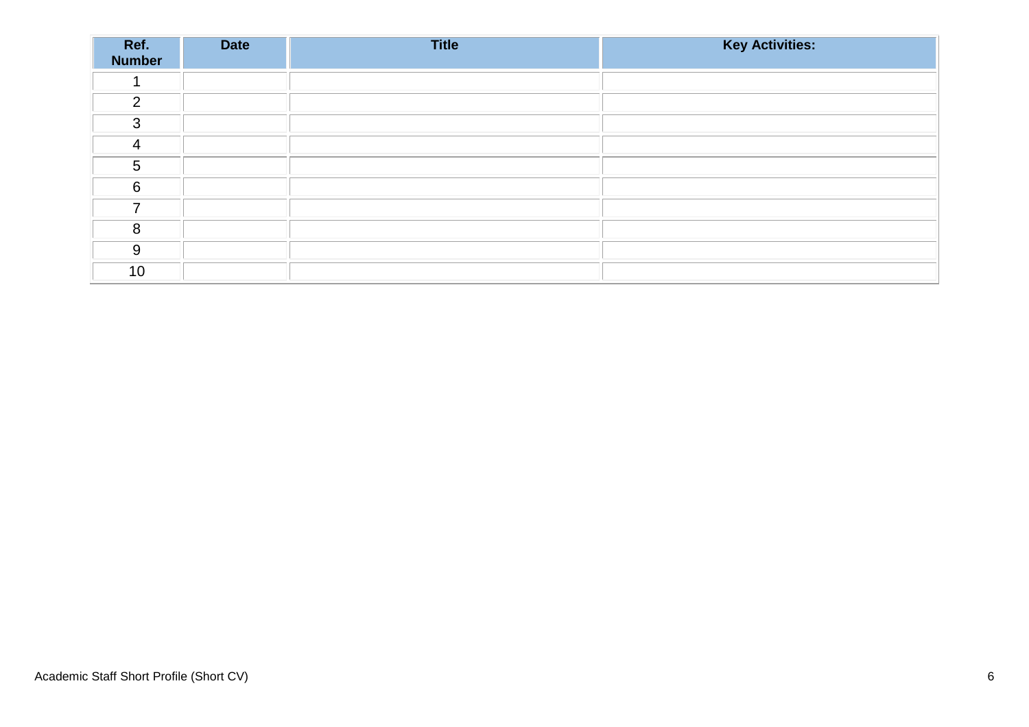| Ref. Number | Date | Title | Key Activities: |
|---|---|---|---|
| 1 | | | |
| 2 | | | |
| 3 | | | |
| 4 | | | |
| 5 | | | |
| 6 | | | |
| 7 | | | |
| 8 | | | |
| 9 | | | |
| 10 | | | |